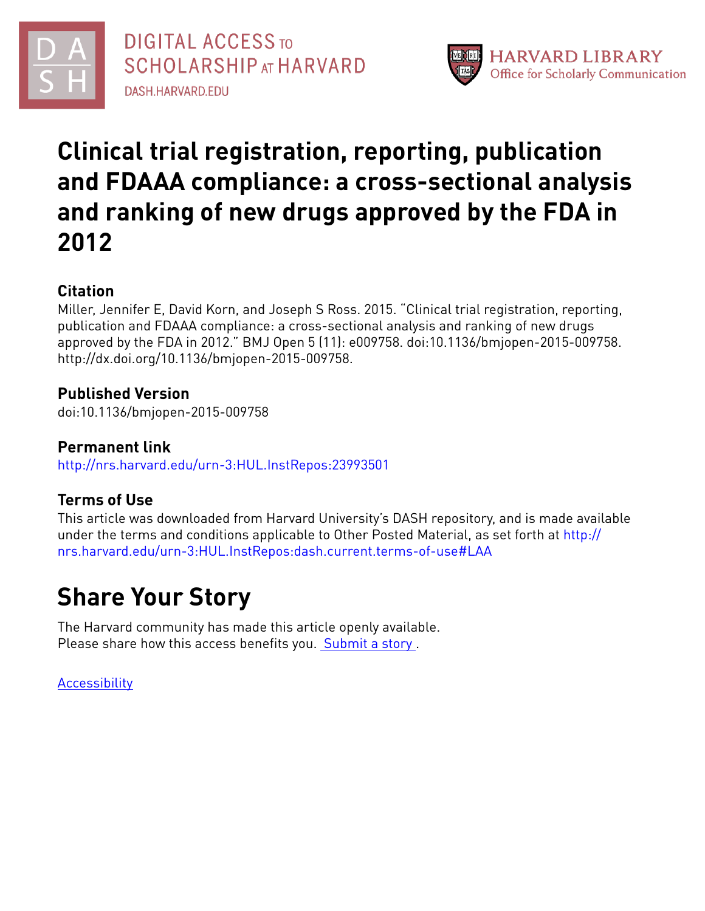# Clinical trial registration, reporting, publication and FDAAA compliance: a cross-sectional analysis and ranking of new drugs approved by the FDA in 2012

## Citation

Miller, Jennifer E, David Korn, and Joseph S Ross. 2015. "Clinical trial registration, reporting, publication and FDAAA compliance: a cross-sectional analysis and ranking of new drugs approved by the FDA in 2012." BMJ Open 5 (11): e009758. doi:10.1136/bmjopen-2015-009758. http://dx.doi.org/10.1136/bmjopen-2015-009758.

## Published Version

doi:10.1136/bmjopen-2015-009758

## Permanent link

http://nrs.harvard.edu/urn-3:HUL.InstRepos:23993501

## Terms of Use

This article was downloaded from Harvard University's DASH repository, and is made available under the terms and conditions applicable to Other Posted Material, as set forth at http://nrs.harvard.edu/urn-3:HUL.InstRepos:dash.current.terms-of-use#LAA

# Share Your Story

The Harvard community has made this article openly available.
Please share how this access benefits you. Submit a story .

Accessibility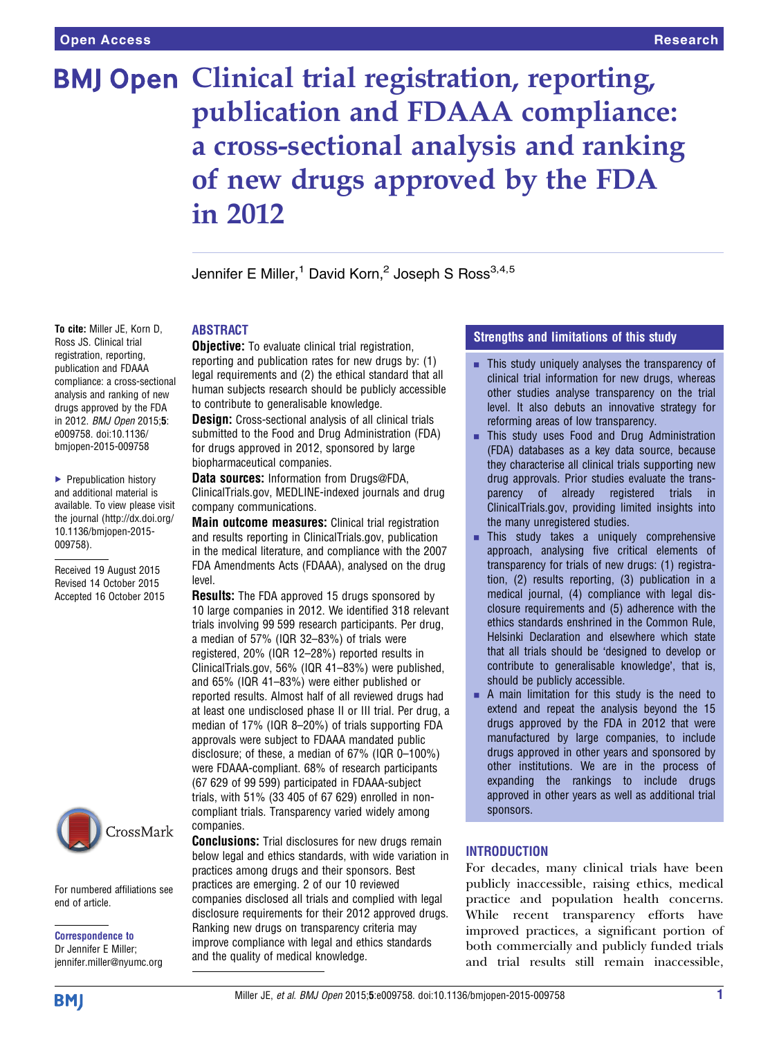# Clinical trial registration, reporting, publication and FDAAA compliance: a cross-sectional analysis and ranking of new drugs approved by the FDA in 2012

Jennifer E Miller,[1] David Korn,[2] Joseph S Ross[3,4,5]

**To cite:** Miller JE, Korn D, Ross JS. Clinical trial registration, reporting, publication and FDAAA compliance: a cross-sectional analysis and ranking of new drugs approved by the FDA in 2012. *BMJ Open* 2015;**5**: e009758. doi:10.1136/bmjopen-2015-009758

▸ Prepublication history and additional material is available. To view please visit the journal (http://dx.doi.org/10.1136/bmjopen-2015-009758).

Received 19 August 2015
Revised 14 October 2015
Accepted 16 October 2015

For numbered affiliations see end of article.

**Correspondence to**
Dr Jennifer E Miller; jennifer.miller@nyumc.org

## ABSTRACT

**Objective:** To evaluate clinical trial registration, reporting and publication rates for new drugs by: (1) legal requirements and (2) the ethical standard that all human subjects research should be publicly accessible to contribute to generalisable knowledge.

**Design:** Cross-sectional analysis of all clinical trials submitted to the Food and Drug Administration (FDA) for drugs approved in 2012, sponsored by large biopharmaceutical companies.

**Data sources:** Information from Drugs@FDA, ClinicalTrials.gov, MEDLINE-indexed journals and drug company communications.

**Main outcome measures:** Clinical trial registration and results reporting in ClinicalTrials.gov, publication in the medical literature, and compliance with the 2007 FDA Amendments Acts (FDAAA), analysed on the drug level.

**Results:** The FDA approved 15 drugs sponsored by 10 large companies in 2012. We identified 318 relevant trials involving 99 599 research participants. Per drug, a median of 57% (IQR 32–83%) of trials were registered, 20% (IQR 12–28%) reported results in ClinicalTrials.gov, 56% (IQR 41–83%) were published, and 65% (IQR 41–83%) were either published or reported results. Almost half of all reviewed drugs had at least one undisclosed phase II or III trial. Per drug, a median of 17% (IQR 8–20%) of trials supporting FDA approvals were subject to FDAAA mandated public disclosure; of these, a median of 67% (IQR 0–100%) were FDAAA-compliant. 68% of research participants (67 629 of 99 599) participated in FDAAA-subject trials, with 51% (33 405 of 67 629) enrolled in non-compliant trials. Transparency varied widely among companies.

**Conclusions:** Trial disclosures for new drugs remain below legal and ethics standards, with wide variation in practices among drugs and their sponsors. Best practices are emerging. 2 of our 10 reviewed companies disclosed all trials and complied with legal disclosure requirements for their 2012 approved drugs. Ranking new drugs on transparency criteria may improve compliance with legal and ethics standards and the quality of medical knowledge.

## Strengths and limitations of this study

- This study uniquely analyses the transparency of clinical trial information for new drugs, whereas other studies analyse transparency on the trial level. It also debuts an innovative strategy for reforming areas of low transparency.
- This study uses Food and Drug Administration (FDA) databases as a key data source, because they characterise all clinical trials supporting new drug approvals. Prior studies evaluate the transparency of already registered trials in ClinicalTrials.gov, providing limited insights into the many unregistered studies.
- This study takes a uniquely comprehensive approach, analysing five critical elements of transparency for trials of new drugs: (1) registration, (2) results reporting, (3) publication in a medical journal, (4) compliance with legal disclosure requirements and (5) adherence with the ethics standards enshrined in the Common Rule, Helsinki Declaration and elsewhere which state that all trials should be 'designed to develop or contribute to generalisable knowledge', that is, should be publicly accessible.
- A main limitation for this study is the need to extend and repeat the analysis beyond the 15 drugs approved by the FDA in 2012 that were manufactured by large companies, to include drugs approved in other years and sponsored by other institutions. We are in the process of expanding the rankings to include drugs approved in other years as well as additional trial sponsors.

## INTRODUCTION

For decades, many clinical trials have been publicly inaccessible, raising ethics, medical practice and population health concerns. While recent transparency efforts have improved practices, a significant portion of both commercially and publicly funded trials and trial results still remain inaccessible,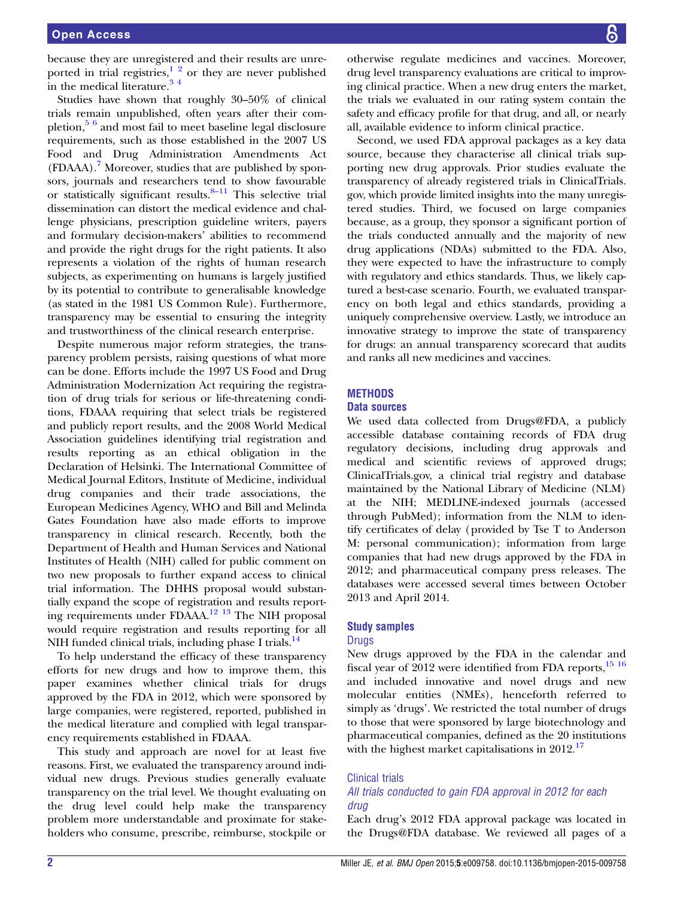because they are unregistered and their results are unreported in trial registries,[1,2] or they are never published in the medical literature.[3,4]

Studies have shown that roughly 30–50% of clinical trials remain unpublished, often years after their completion,[5,6] and most fail to meet baseline legal disclosure requirements, such as those established in the 2007 US Food and Drug Administration Amendments Act (FDAAA).[7] Moreover, studies that are published by sponsors, journals and researchers tend to show favourable or statistically significant results.[8–11] This selective trial dissemination can distort the medical evidence and challenge physicians, prescription guideline writers, payers and formulary decision-makers' abilities to recommend and provide the right drugs for the right patients. It also represents a violation of the rights of human research subjects, as experimenting on humans is largely justified by its potential to contribute to generalisable knowledge (as stated in the 1981 US Common Rule). Furthermore, transparency may be essential to ensuring the integrity and trustworthiness of the clinical research enterprise.

Despite numerous major reform strategies, the transparency problem persists, raising questions of what more can be done. Efforts include the 1997 US Food and Drug Administration Modernization Act requiring the registration of drug trials for serious or life-threatening conditions, FDAAA requiring that select trials be registered and publicly report results, and the 2008 World Medical Association guidelines identifying trial registration and results reporting as an ethical obligation in the Declaration of Helsinki. The International Committee of Medical Journal Editors, Institute of Medicine, individual drug companies and their trade associations, the European Medicines Agency, WHO and Bill and Melinda Gates Foundation have also made efforts to improve transparency in clinical research. Recently, both the Department of Health and Human Services and National Institutes of Health (NIH) called for public comment on two new proposals to further expand access to clinical trial information. The DHHS proposal would substantially expand the scope of registration and results reporting requirements under FDAAA.[12,13] The NIH proposal would require registration and results reporting for all NIH funded clinical trials, including phase I trials.[14]

To help understand the efficacy of these transparency efforts for new drugs and how to improve them, this paper examines whether clinical trials for drugs approved by the FDA in 2012, which were sponsored by large companies, were registered, reported, published in the medical literature and complied with legal transparency requirements established in FDAAA.

This study and approach are novel for at least five reasons. First, we evaluated the transparency around individual new drugs. Previous studies generally evaluate transparency on the trial level. We thought evaluating on the drug level could help make the transparency problem more understandable and proximate for stakeholders who consume, prescribe, reimburse, stockpile or otherwise regulate medicines and vaccines. Moreover, drug level transparency evaluations are critical to improving clinical practice. When a new drug enters the market, the trials we evaluated in our rating system contain the safety and efficacy profile for that drug, and all, or nearly all, available evidence to inform clinical practice.

Second, we used FDA approval packages as a key data source, because they characterise all clinical trials supporting new drug approvals. Prior studies evaluate the transparency of already registered trials in ClinicalTrials.gov, which provide limited insights into the many unregistered studies. Third, we focused on large companies because, as a group, they sponsor a significant portion of the trials conducted annually and the majority of new drug applications (NDAs) submitted to the FDA. Also, they were expected to have the infrastructure to comply with regulatory and ethics standards. Thus, we likely captured a best-case scenario. Fourth, we evaluated transparency on both legal and ethics standards, providing a uniquely comprehensive overview. Lastly, we introduce an innovative strategy to improve the state of transparency for drugs: an annual transparency scorecard that audits and ranks all new medicines and vaccines.

## METHODS

### Data sources

We used data collected from Drugs@FDA, a publicly accessible database containing records of FDA drug regulatory decisions, including drug approvals and medical and scientific reviews of approved drugs; ClinicalTrials.gov, a clinical trial registry and database maintained by the National Library of Medicine (NLM) at the NIH; MEDLINE-indexed journals (accessed through PubMed); information from the NLM to identify certificates of delay (provided by Tse T to Anderson M: personal communication); information from large companies that had new drugs approved by the FDA in 2012; and pharmaceutical company press releases. The databases were accessed several times between October 2013 and April 2014.

### Study samples

#### Drugs

New drugs approved by the FDA in the calendar and fiscal year of 2012 were identified from FDA reports,[15,16] and included innovative and novel drugs and new molecular entities (NMEs), henceforth referred to simply as 'drugs'. We restricted the total number of drugs to those that were sponsored by large biotechnology and pharmaceutical companies, defined as the 20 institutions with the highest market capitalisations in 2012.[17]

#### Clinical trials

##### *All trials conducted to gain FDA approval in 2012 for each drug*

Each drug's 2012 FDA approval package was located in the Drugs@FDA database. We reviewed all pages of a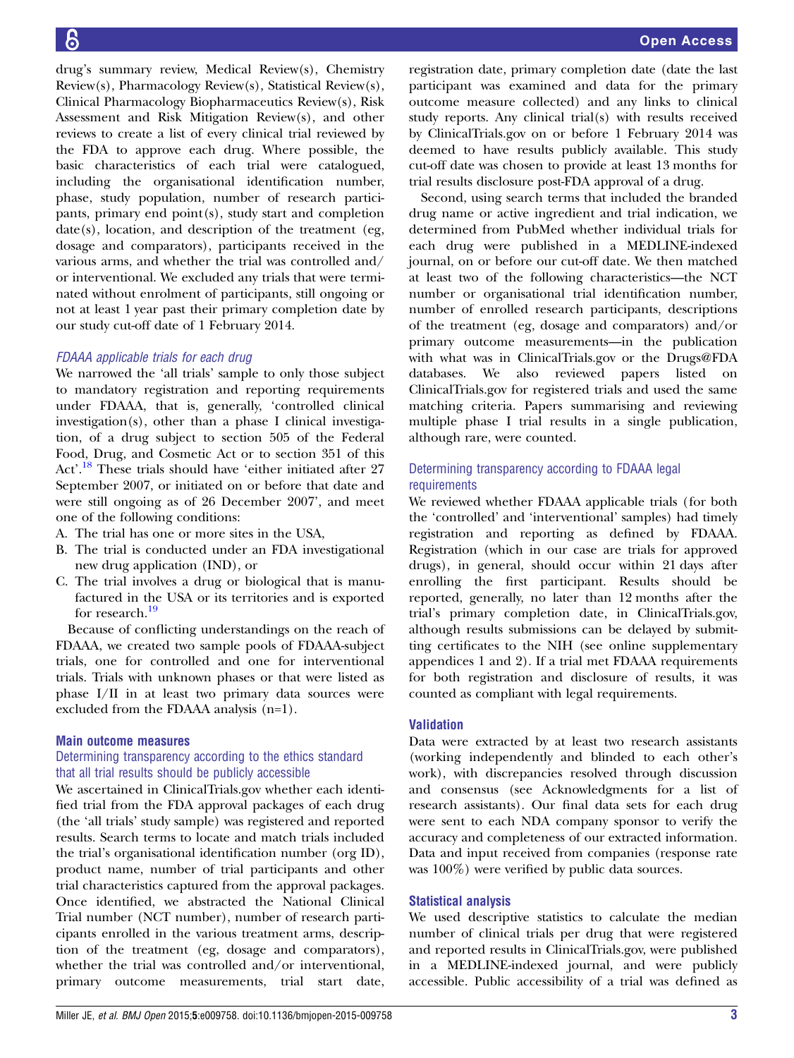drug's summary review, Medical Review(s), Chemistry Review(s), Pharmacology Review(s), Statistical Review(s), Clinical Pharmacology Biopharmaceutics Review(s), Risk Assessment and Risk Mitigation Review(s), and other reviews to create a list of every clinical trial reviewed by the FDA to approve each drug. Where possible, the basic characteristics of each trial were catalogued, including the organisational identification number, phase, study population, number of research participants, primary end point(s), study start and completion date(s), location, and description of the treatment (eg, dosage and comparators), participants received in the various arms, and whether the trial was controlled and/or interventional. We excluded any trials that were terminated without enrolment of participants, still ongoing or not at least 1 year past their primary completion date by our study cut-off date of 1 February 2014.

### *FDAAA applicable trials for each drug*

We narrowed the 'all trials' sample to only those subject to mandatory registration and reporting requirements under FDAAA, that is, generally, 'controlled clinical investigation(s), other than a phase I clinical investigation, of a drug subject to section 505 of the Federal Food, Drug, and Cosmetic Act or to section 351 of this Act'.[18] These trials should have 'either initiated after 27 September 2007, or initiated on or before that date and were still ongoing as of 26 December 2007', and meet one of the following conditions:

A. The trial has one or more sites in the USA,
B. The trial is conducted under an FDA investigational new drug application (IND), or
C. The trial involves a drug or biological that is manufactured in the USA or its territories and is exported for research.[19]

Because of conflicting understandings on the reach of FDAAA, we created two sample pools of FDAAA-subject trials, one for controlled and one for interventional trials. Trials with unknown phases or that were listed as phase I/II in at least two primary data sources were excluded from the FDAAA analysis (n=1).

## Main outcome measures

### Determining transparency according to the ethics standard that all trial results should be publicly accessible

We ascertained in ClinicalTrials.gov whether each identified trial from the FDA approval packages of each drug (the 'all trials' study sample) was registered and reported results. Search terms to locate and match trials included the trial's organisational identification number (org ID), product name, number of trial participants and other trial characteristics captured from the approval packages. Once identified, we abstracted the National Clinical Trial number (NCT number), number of research participants enrolled in the various treatment arms, description of the treatment (eg, dosage and comparators), whether the trial was controlled and/or interventional, primary outcome measurements, trial start date, registration date, primary completion date (date the last participant was examined and data for the primary outcome measure collected) and any links to clinical study reports. Any clinical trial(s) with results received by ClinicalTrials.gov on or before 1 February 2014 was deemed to have results publicly available. This study cut-off date was chosen to provide at least 13 months for trial results disclosure post-FDA approval of a drug.

Second, using search terms that included the branded drug name or active ingredient and trial indication, we determined from PubMed whether individual trials for each drug were published in a MEDLINE-indexed journal, on or before our cut-off date. We then matched at least two of the following characteristics—the NCT number or organisational trial identification number, number of enrolled research participants, descriptions of the treatment (eg, dosage and comparators) and/or primary outcome measurements—in the publication with what was in ClinicalTrials.gov or the Drugs@FDA databases. We also reviewed papers listed on ClinicalTrials.gov for registered trials and used the same matching criteria. Papers summarising and reviewing multiple phase I trial results in a single publication, although rare, were counted.

### Determining transparency according to FDAAA legal requirements

We reviewed whether FDAAA applicable trials (for both the 'controlled' and 'interventional' samples) had timely registration and reporting as defined by FDAAA. Registration (which in our case are trials for approved drugs), in general, should occur within 21 days after enrolling the first participant. Results should be reported, generally, no later than 12 months after the trial's primary completion date, in ClinicalTrials.gov, although results submissions can be delayed by submitting certificates to the NIH (see online supplementary appendices 1 and 2). If a trial met FDAAA requirements for both registration and disclosure of results, it was counted as compliant with legal requirements.

## Validation

Data were extracted by at least two research assistants (working independently and blinded to each other's work), with discrepancies resolved through discussion and consensus (see Acknowledgments for a list of research assistants). Our final data sets for each drug were sent to each NDA company sponsor to verify the accuracy and completeness of our extracted information. Data and input received from companies (response rate was 100%) were verified by public data sources.

## Statistical analysis

We used descriptive statistics to calculate the median number of clinical trials per drug that were registered and reported results in ClinicalTrials.gov, were published in a MEDLINE-indexed journal, and were publicly accessible. Public accessibility of a trial was defined as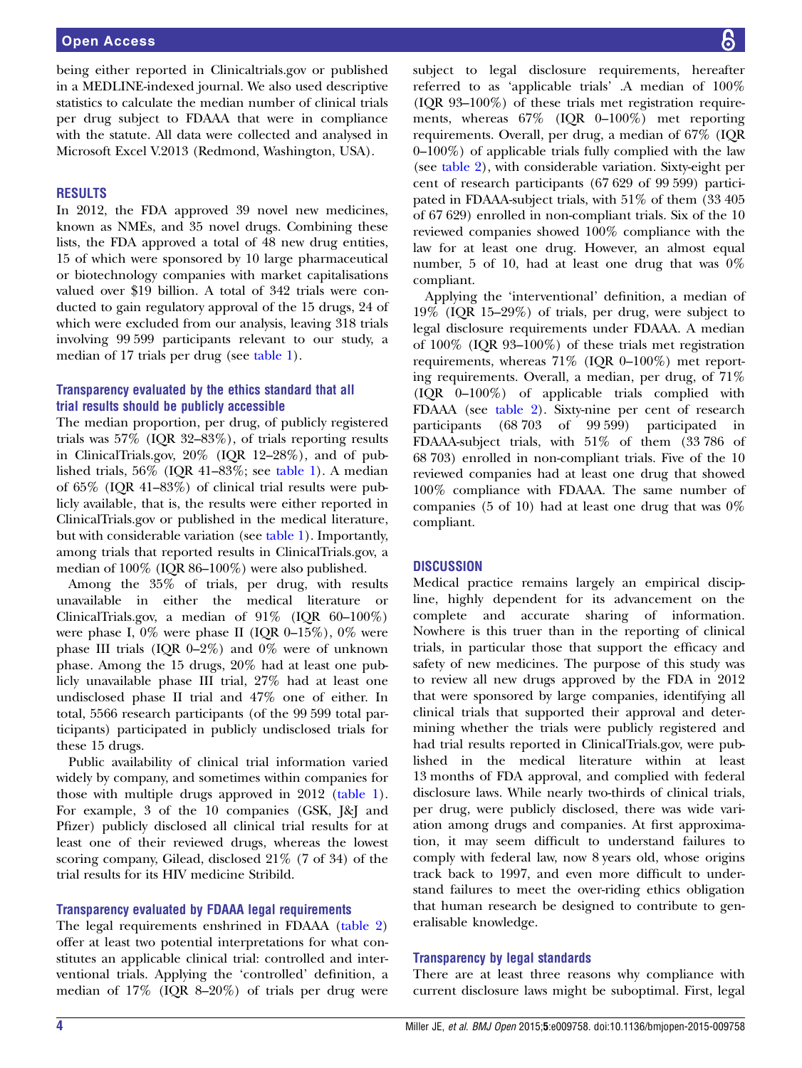being either reported in Clinicaltrials.gov or published in a MEDLINE-indexed journal. We also used descriptive statistics to calculate the median number of clinical trials per drug subject to FDAAA that were in compliance with the statute. All data were collected and analysed in Microsoft Excel V.2013 (Redmond, Washington, USA).

## RESULTS

In 2012, the FDA approved 39 novel new medicines, known as NMEs, and 35 novel drugs. Combining these lists, the FDA approved a total of 48 new drug entities, 15 of which were sponsored by 10 large pharmaceutical or biotechnology companies with market capitalisations valued over $19 billion. A total of 342 trials were conducted to gain regulatory approval of the 15 drugs, 24 of which were excluded from our analysis, leaving 318 trials involving 99 599 participants relevant to our study, a median of 17 trials per drug (see table 1).

### Transparency evaluated by the ethics standard that all trial results should be publicly accessible

The median proportion, per drug, of publicly registered trials was 57% (IQR 32–83%), of trials reporting results in ClinicalTrials.gov, 20% (IQR 12–28%), and of published trials, 56% (IQR 41–83%; see table 1). A median of 65% (IQR 41–83%) of clinical trial results were publicly available, that is, the results were either reported in ClinicalTrials.gov or published in the medical literature, but with considerable variation (see table 1). Importantly, among trials that reported results in ClinicalTrials.gov, a median of 100% (IQR 86–100%) were also published.

Among the 35% of trials, per drug, with results unavailable in either the medical literature or ClinicalTrials.gov, a median of 91% (IQR 60–100%) were phase I, 0% were phase II (IQR 0–15%), 0% were phase III trials (IQR 0–2%) and 0% were of unknown phase. Among the 15 drugs, 20% had at least one publicly unavailable phase III trial, 27% had at least one undisclosed phase II trial and 47% one of either. In total, 5566 research participants (of the 99 599 total participants) participated in publicly undisclosed trials for these 15 drugs.

Public availability of clinical trial information varied widely by company, and sometimes within companies for those with multiple drugs approved in 2012 (table 1). For example, 3 of the 10 companies (GSK, J&J and Pfizer) publicly disclosed all clinical trial results for at least one of their reviewed drugs, whereas the lowest scoring company, Gilead, disclosed 21% (7 of 34) of the trial results for its HIV medicine Stribild.

### Transparency evaluated by FDAAA legal requirements

The legal requirements enshrined in FDAAA (table 2) offer at least two potential interpretations for what constitutes an applicable clinical trial: controlled and interventional trials. Applying the 'controlled' definition, a median of 17% (IQR 8–20%) of trials per drug were subject to legal disclosure requirements, hereafter referred to as 'applicable trials' .A median of 100% (IQR 93–100%) of these trials met registration requirements, whereas 67% (IQR 0–100%) met reporting requirements. Overall, per drug, a median of 67% (IQR 0–100%) of applicable trials fully complied with the law (see table 2), with considerable variation. Sixty-eight per cent of research participants (67 629 of 99 599) participated in FDAAA-subject trials, with 51% of them (33 405 of 67 629) enrolled in non-compliant trials. Six of the 10 reviewed companies showed 100% compliance with the law for at least one drug. However, an almost equal number, 5 of 10, had at least one drug that was 0% compliant.

Applying the 'interventional' definition, a median of 19% (IQR 15–29%) of trials, per drug, were subject to legal disclosure requirements under FDAAA. A median of 100% (IQR 93–100%) of these trials met registration requirements, whereas 71% (IQR 0–100%) met reporting requirements. Overall, a median, per drug, of 71% (IQR 0–100%) of applicable trials complied with FDAAA (see table 2). Sixty-nine per cent of research participants (68 703 of 99 599) participated in FDAAA-subject trials, with 51% of them (33 786 of 68 703) enrolled in non-compliant trials. Five of the 10 reviewed companies had at least one drug that showed 100% compliance with FDAAA. The same number of companies (5 of 10) had at least one drug that was 0% compliant.

## DISCUSSION

Medical practice remains largely an empirical discipline, highly dependent for its advancement on the complete and accurate sharing of information. Nowhere is this truer than in the reporting of clinical trials, in particular those that support the efficacy and safety of new medicines. The purpose of this study was to review all new drugs approved by the FDA in 2012 that were sponsored by large companies, identifying all clinical trials that supported their approval and determining whether the trials were publicly registered and had trial results reported in ClinicalTrials.gov, were published in the medical literature within at least 13 months of FDA approval, and complied with federal disclosure laws. While nearly two-thirds of clinical trials, per drug, were publicly disclosed, there was wide variation among drugs and companies. At first approximation, it may seem difficult to understand failures to comply with federal law, now 8 years old, whose origins track back to 1997, and even more difficult to understand failures to meet the over-riding ethics obligation that human research be designed to contribute to generalisable knowledge.

### Transparency by legal standards

There are at least three reasons why compliance with current disclosure laws might be suboptimal. First, legal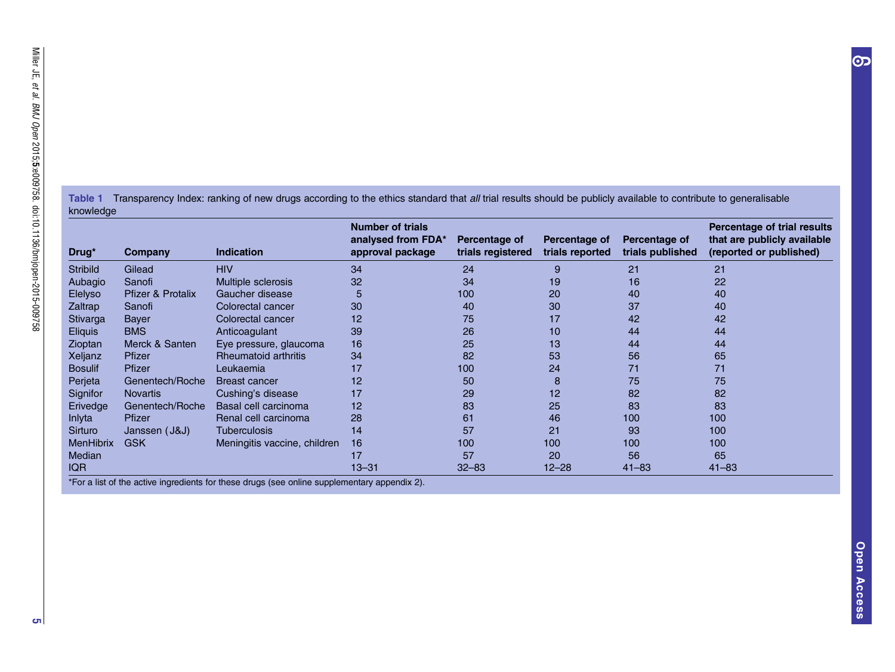**Table 1** Transparency Index: ranking of new drugs according to the ethics standard that *all* trial results should be publicly available to contribute to generalisable knowledge

| Drug* | Company | Indication | Number of trials analysed from FDA* approval package | Percentage of trials registered | Percentage of trials reported | Percentage of trials published | Percentage of trial results that are publicly available (reported or published) |
|---|---|---|---|---|---|---|---|
| Stribild | Gilead | HIV | 34 | 24 | 9 | 21 | 21 |
| Aubagio | Sanofi | Multiple sclerosis | 32 | 34 | 19 | 16 | 22 |
| Elelyso | Pfizer & Protalix | Gaucher disease | 5 | 100 | 20 | 40 | 40 |
| Zaltrap | Sanofi | Colorectal cancer | 30 | 40 | 30 | 37 | 40 |
| Stivarga | Bayer | Colorectal cancer | 12 | 75 | 17 | 42 | 42 |
| Eliquis | BMS | Anticoagulant | 39 | 26 | 10 | 44 | 44 |
| Zioptan | Merck & Santen | Eye pressure, glaucoma | 16 | 25 | 13 | 44 | 44 |
| Xeljanz | Pfizer | Rheumatoid arthritis | 34 | 82 | 53 | 56 | 65 |
| Bosulif | Pfizer | Leukaemia | 17 | 100 | 24 | 71 | 71 |
| Perjeta | Genentech/Roche | Breast cancer | 12 | 50 | 8 | 75 | 75 |
| Signifor | Novartis | Cushing's disease | 17 | 29 | 12 | 82 | 82 |
| Erivedge | Genentech/Roche | Basal cell carcinoma | 12 | 83 | 25 | 83 | 83 |
| Inlyta | Pfizer | Renal cell carcinoma | 28 | 61 | 46 | 100 | 100 |
| Sirturo | Janssen (J&J) | Tuberculosis | 14 | 57 | 21 | 93 | 100 |
| MenHibrix | GSK | Meningitis vaccine, children | 16 | 100 | 100 | 100 | 100 |
| Median | | | 17 | 57 | 20 | 56 | 65 |
| IQR | | | 13–31 | 32–83 | 12–28 | 41–83 | 41–83 |

*For a list of the active ingredients for these drugs (see online supplementary appendix 2).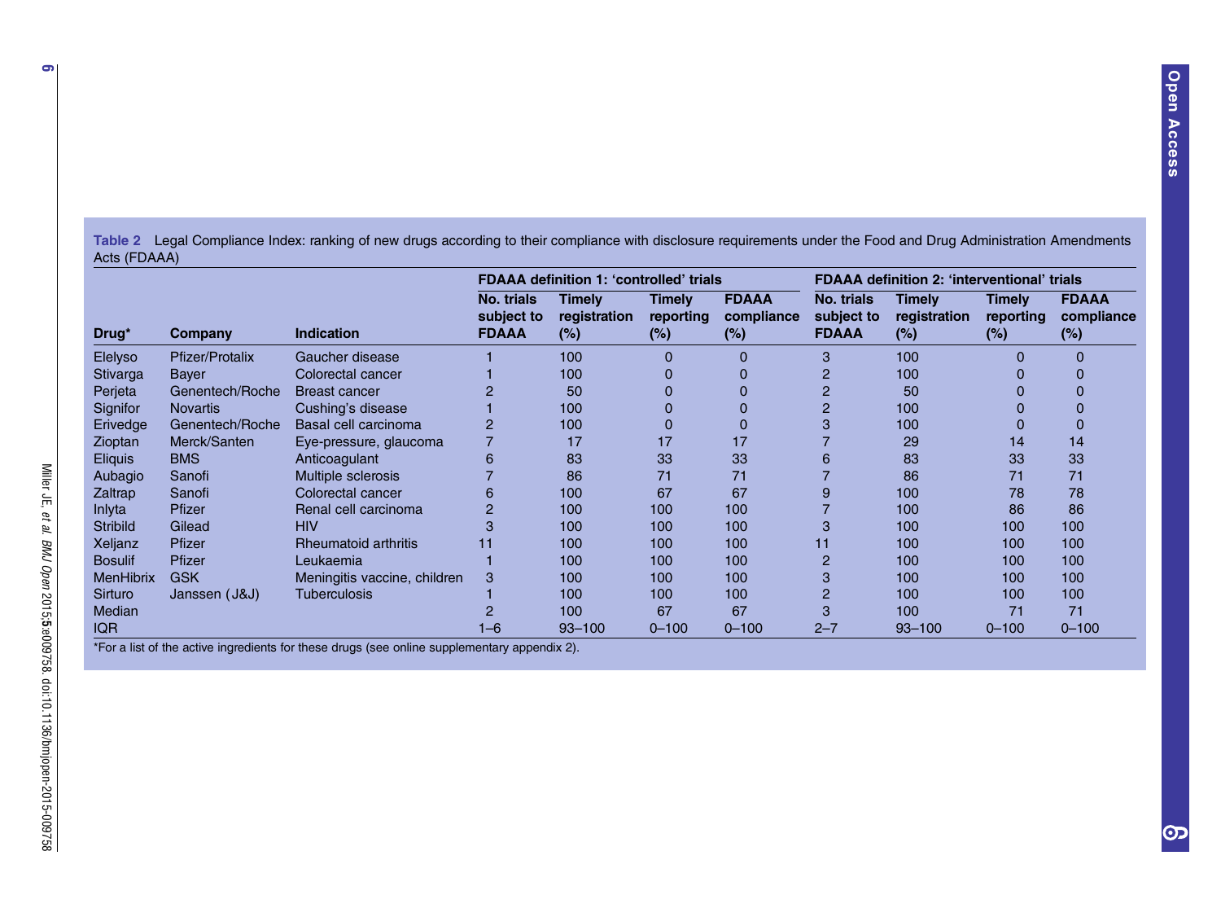**Table 2** Legal Compliance Index: ranking of new drugs according to their compliance with disclosure requirements under the Food and Drug Administration Amendments Acts (FDAAA)

| | | | FDAAA definition 1: 'controlled' trials | | | | FDAAA definition 2: 'interventional' trials | | | |
|---|---|---|---|---|---|---|---|---|---|---|
| Drug* | Company | Indication | No. trials subject to FDAAA | Timely registration (%) | Timely reporting (%) | FDAAA compliance (%) | No. trials subject to FDAAA | Timely registration (%) | Timely reporting (%) | FDAAA compliance (%) |
| Elelyso | Pfizer/Protalix | Gaucher disease | 1 | 100 | 0 | 0 | 3 | 100 | 0 | 0 |
| Stivarga | Bayer | Colorectal cancer | 1 | 100 | 0 | 0 | 2 | 100 | 0 | 0 |
| Perjeta | Genentech/Roche | Breast cancer | 2 | 50 | 0 | 0 | 2 | 50 | 0 | 0 |
| Signifor | Novartis | Cushing's disease | 1 | 100 | 0 | 0 | 2 | 100 | 0 | 0 |
| Erivedge | Genentech/Roche | Basal cell carcinoma | 2 | 100 | 0 | 0 | 3 | 100 | 0 | 0 |
| Zioptan | Merck/Santen | Eye-pressure, glaucoma | 7 | 17 | 17 | 17 | 7 | 29 | 14 | 14 |
| Eliquis | BMS | Anticoagulant | 6 | 83 | 33 | 33 | 6 | 83 | 33 | 33 |
| Aubagio | Sanofi | Multiple sclerosis | 7 | 86 | 71 | 71 | 7 | 86 | 71 | 71 |
| Zaltrap | Sanofi | Colorectal cancer | 6 | 100 | 67 | 67 | 9 | 100 | 78 | 78 |
| Inlyta | Pfizer | Renal cell carcinoma | 2 | 100 | 100 | 100 | 7 | 100 | 86 | 86 |
| Stribild | Gilead | HIV | 3 | 100 | 100 | 100 | 3 | 100 | 100 | 100 |
| Xeljanz | Pfizer | Rheumatoid arthritis | 11 | 100 | 100 | 100 | 11 | 100 | 100 | 100 |
| Bosulif | Pfizer | Leukaemia | 1 | 100 | 100 | 100 | 2 | 100 | 100 | 100 |
| MenHibrix | GSK | Meningitis vaccine, children | 3 | 100 | 100 | 100 | 3 | 100 | 100 | 100 |
| Sirturo | Janssen (J&J) | Tuberculosis | 1 | 100 | 100 | 100 | 2 | 100 | 100 | 100 |
| Median | | | 2 | 100 | 67 | 67 | 3 | 100 | 71 | 71 |
| IQR | | | 1–6 | 93–100 | 0–100 | 0–100 | 2–7 | 93–100 | 0–100 | 0–100 |

*For a list of the active ingredients for these drugs (see online supplementary appendix 2).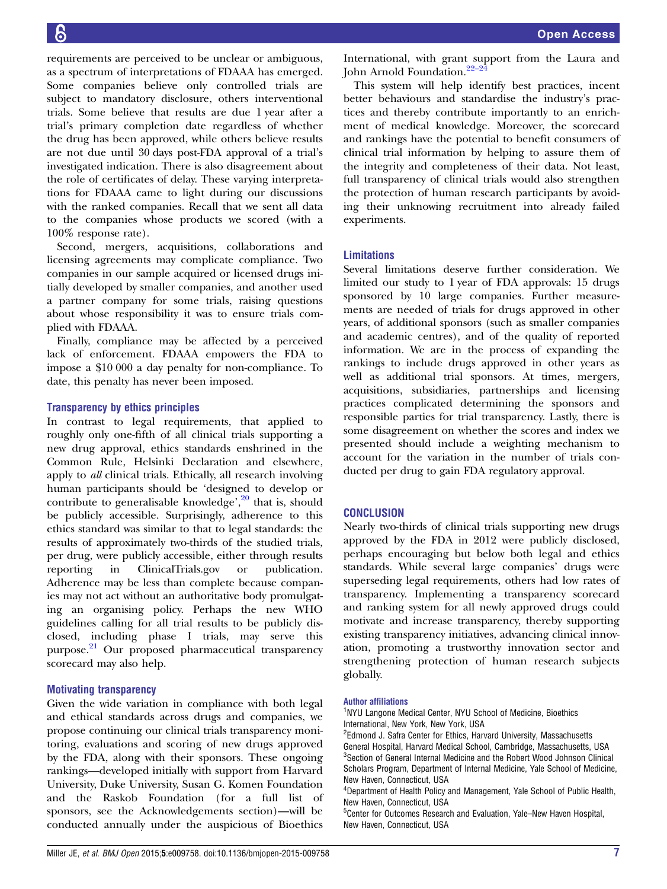requirements are perceived to be unclear or ambiguous, as a spectrum of interpretations of FDAAA has emerged. Some companies believe only controlled trials are subject to mandatory disclosure, others interventional trials. Some believe that results are due 1 year after a trial's primary completion date regardless of whether the drug has been approved, while others believe results are not due until 30 days post-FDA approval of a trial's investigated indication. There is also disagreement about the role of certificates of delay. These varying interpretations for FDAAA came to light during our discussions with the ranked companies. Recall that we sent all data to the companies whose products we scored (with a 100% response rate).

Second, mergers, acquisitions, collaborations and licensing agreements may complicate compliance. Two companies in our sample acquired or licensed drugs initially developed by smaller companies, and another used a partner company for some trials, raising questions about whose responsibility it was to ensure trials complied with FDAAA.

Finally, compliance may be affected by a perceived lack of enforcement. FDAAA empowers the FDA to impose a $10 000 a day penalty for non-compliance. To date, this penalty has never been imposed.

### Transparency by ethics principles

In contrast to legal requirements, that applied to roughly only one-fifth of all clinical trials supporting a new drug approval, ethics standards enshrined in the Common Rule, Helsinki Declaration and elsewhere, apply to *all* clinical trials. Ethically, all research involving human participants should be 'designed to develop or contribute to generalisable knowledge',[20] that is, should be publicly accessible. Surprisingly, adherence to this ethics standard was similar to that to legal standards: the results of approximately two-thirds of the studied trials, per drug, were publicly accessible, either through results reporting in ClinicalTrials.gov or publication. Adherence may be less than complete because companies may not act without an authoritative body promulgating an organising policy. Perhaps the new WHO guidelines calling for all trial results to be publicly disclosed, including phase I trials, may serve this purpose.[21] Our proposed pharmaceutical transparency scorecard may also help.

### Motivating transparency

Given the wide variation in compliance with both legal and ethical standards across drugs and companies, we propose continuing our clinical trials transparency monitoring, evaluations and scoring of new drugs approved by the FDA, along with their sponsors. These ongoing rankings—developed initially with support from Harvard University, Duke University, Susan G. Komen Foundation and the Raskob Foundation (for a full list of sponsors, see the Acknowledgements section)—will be conducted annually under the auspicious of Bioethics International, with grant support from the Laura and John Arnold Foundation.[22–24]

This system will help identify best practices, incent better behaviours and standardise the industry's practices and thereby contribute importantly to an enrichment of medical knowledge. Moreover, the scorecard and rankings have the potential to benefit consumers of clinical trial information by helping to assure them of the integrity and completeness of their data. Not least, full transparency of clinical trials would also strengthen the protection of human research participants by avoiding their unknowing recruitment into already failed experiments.

### Limitations

Several limitations deserve further consideration. We limited our study to 1 year of FDA approvals: 15 drugs sponsored by 10 large companies. Further measurements are needed of trials for drugs approved in other years, of additional sponsors (such as smaller companies and academic centres), and of the quality of reported information. We are in the process of expanding the rankings to include drugs approved in other years as well as additional trial sponsors. At times, mergers, acquisitions, subsidiaries, partnerships and licensing practices complicated determining the sponsors and responsible parties for trial transparency. Lastly, there is some disagreement on whether the scores and index we presented should include a weighting mechanism to account for the variation in the number of trials conducted per drug to gain FDA regulatory approval.

## CONCLUSION

Nearly two-thirds of clinical trials supporting new drugs approved by the FDA in 2012 were publicly disclosed, perhaps encouraging but below both legal and ethics standards. While several large companies' drugs were superseding legal requirements, others had low rates of transparency. Implementing a transparency scorecard and ranking system for all newly approved drugs could motivate and increase transparency, thereby supporting existing transparency initiatives, advancing clinical innovation, promoting a trustworthy innovation sector and strengthening protection of human research subjects globally.

#### Author affiliations

[1]NYU Langone Medical Center, NYU School of Medicine, Bioethics International, New York, New York, USA

[2]Edmond J. Safra Center for Ethics, Harvard University, Massachusetts General Hospital, Harvard Medical School, Cambridge, Massachusetts, USA

[3]Section of General Internal Medicine and the Robert Wood Johnson Clinical Scholars Program, Department of Internal Medicine, Yale School of Medicine, New Haven, Connecticut, USA

[4]Department of Health Policy and Management, Yale School of Public Health, New Haven, Connecticut, USA

[5]Center for Outcomes Research and Evaluation, Yale–New Haven Hospital, New Haven, Connecticut, USA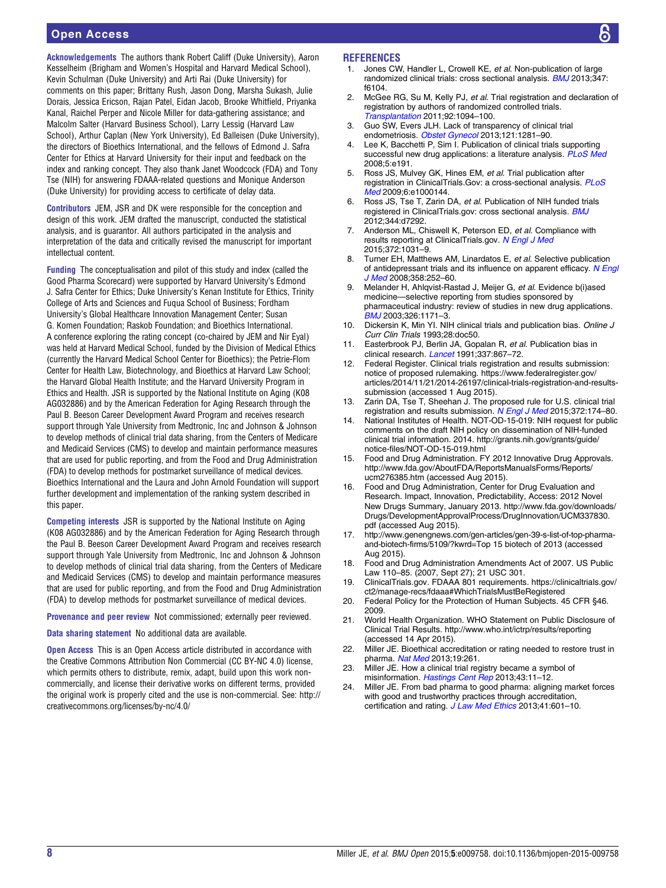**Acknowledgements** The authors thank Robert Califf (Duke University), Aaron Kesselheim (Brigham and Women's Hospital and Harvard Medical School), Kevin Schulman (Duke University) and Arti Rai (Duke University) for comments on this paper; Brittany Rush, Jason Dong, Marsha Sukash, Julie Dorais, Jessica Ericson, Rajan Patel, Eidan Jacob, Brooke Whitfield, Priyanka Kanal, Raichel Perper and Nicole Miller for data-gathering assistance; and Malcolm Salter (Harvard Business School), Larry Lessig (Harvard Law School), Arthur Caplan (New York University), Ed Balleisen (Duke University), the directors of Bioethics International, and the fellows of Edmond J. Safra Center for Ethics at Harvard University for their input and feedback on the index and ranking concept. They also thank Janet Woodcock (FDA) and Tony Tse (NIH) for answering FDAAA-related questions and Monique Anderson (Duke University) for providing access to certificate of delay data.

**Contributors** JEM, JSR and DK were responsible for the conception and design of this work. JEM drafted the manuscript, conducted the statistical analysis, and is guarantor. All authors participated in the analysis and interpretation of the data and critically revised the manuscript for important intellectual content.

**Funding** The conceptualisation and pilot of this study and index (called the Good Pharma Scorecard) were supported by Harvard University's Edmond J. Safra Center for Ethics; Duke University's Kenan Institute for Ethics, Trinity College of Arts and Sciences and Fuqua School of Business; Fordham University's Global Healthcare Innovation Management Center; Susan G. Komen Foundation; Raskob Foundation; and Bioethics International. A conference exploring the rating concept (co-chaired by JEM and Nir Eyal) was held at Harvard Medical School, funded by the Division of Medical Ethics (currently the Harvard Medical School Center for Bioethics); the Petrie-Flom Center for Health Law, Biotechnology, and Bioethics at Harvard Law School; the Harvard Global Health Institute; and the Harvard University Program in Ethics and Health. JSR is supported by the National Institute on Aging (K08 AG032886) and by the American Federation for Aging Research through the Paul B. Beeson Career Development Award Program and receives research support through Yale University from Medtronic, Inc and Johnson & Johnson to develop methods of clinical trial data sharing, from the Centers of Medicare and Medicaid Services (CMS) to develop and maintain performance measures that are used for public reporting, and from the Food and Drug Administration (FDA) to develop methods for postmarket surveillance of medical devices. Bioethics International and the Laura and John Arnold Foundation will support further development and implementation of the ranking system described in this paper.

**Competing interests** JSR is supported by the National Institute on Aging (K08 AG032886) and by the American Federation for Aging Research through the Paul B. Beeson Career Development Award Program and receives research support through Yale University from Medtronic, Inc and Johnson & Johnson to develop methods of clinical trial data sharing, from the Centers of Medicare and Medicaid Services (CMS) to develop and maintain performance measures that are used for public reporting, and from the Food and Drug Administration (FDA) to develop methods for postmarket surveillance of medical devices.

**Provenance and peer review** Not commissioned; externally peer reviewed.

**Data sharing statement** No additional data are available.

**Open Access** This is an Open Access article distributed in accordance with the Creative Commons Attribution Non Commercial (CC BY-NC 4.0) license, which permits others to distribute, remix, adapt, build upon this work non-commercially, and license their derivative works on different terms, provided the original work is properly cited and the use is non-commercial. See: http://creativecommons.org/licenses/by-nc/4.0/

## REFERENCES

1. Jones CW, Handler L, Crowell KE, *et al.* Non-publication of large randomized clinical trials: cross sectional analysis. *BMJ* 2013;347:f6104.
2. McGee RG, Su M, Kelly PJ, *et al.* Trial registration and declaration of registration by authors of randomized controlled trials. *Transplantation* 2011;92:1094–100.
3. Guo SW, Evers JLH. Lack of transparency of clinical trial endometriosis. *Obstet Gynecol* 2013;121:1281–90.
4. Lee K, Bacchetti P, Sim I. Publication of clinical trials supporting successful new drug applications: a literature analysis. *PLoS Med* 2008;5:e191.
5. Ross JS, Mulvey GK, Hines EM, *et al.* Trial publication after registration in ClinicalTrials.Gov: a cross-sectional analysis. *PLoS Med* 2009;6:e1000144.
6. Ross JS, Tse T, Zarin DA, *et al.* Publication of NIH funded trials registered in ClinicalTrials.gov: cross sectional analysis. *BMJ* 2012;344:d7292.
7. Anderson ML, Chiswell K, Peterson ED, *et al.* Compliance with results reporting at ClinicalTrials.gov. *N Engl J Med* 2015;372:1031–9.
8. Turner EH, Matthews AM, Linardatos E, *et al.* Selective publication of antidepressant trials and its influence on apparent efficacy. *N Engl J Med* 2008;358:252–60.
9. Melander H, Ahlqvist-Rastad J, Meijer G, *et al.* Evidence b(i)ased medicine—selective reporting from studies sponsored by pharmaceutical industry: review of studies in new drug applications. *BMJ* 2003;326:1171–3.
10. Dickersin K, Min YI. NIH clinical trials and publication bias. *Online J Curr Clin Trials* 1993;28:doc50.
11. Easterbrook PJ, Berlin JA, Gopalan R, *et al.* Publication bias in clinical research. *Lancet* 1991;337:867–72.
12. Federal Register. Clinical trials registration and results submission: notice of proposed rulemaking. https://www.federalregister.gov/articles/2014/11/21/2014-26197/clinical-trials-registration-and-results-submission (accessed 1 Aug 2015).
13. Zarin DA, Tse T, Sheehan J. The proposed rule for U.S. clinical trial registration and results submission. *N Engl J Med* 2015;372:174–80.
14. National Institutes of Health. NOT-OD-15-019: NIH request for public comments on the draft NIH policy on dissemination of NIH-funded clinical trial information. 2014. http://grants.nih.gov/grants/guide/notice-files/NOT-OD-15-019.html
15. Food and Drug Administration. FY 2012 Innovative Drug Approvals. http://www.fda.gov/AboutFDA/ReportsManualsForms/Reports/ucm276385.htm (accessed Aug 2015).
16. Food and Drug Administration, Center for Drug Evaluation and Research. Impact, Innovation, Predictability, Access: 2012 Novel New Drugs Summary, January 2013. http://www.fda.gov/downloads/Drugs/DevelopmentApprovalProcess/DrugInnovation/UCM337830.pdf (accessed Aug 2015).
17. http://www.genengnews.com/gen-articles/gen-39-s-list-of-top-pharma-and-biotech-firms/5109/?kwrd=Top 15 biotech of 2013 (accessed Aug 2015).
18. Food and Drug Administration Amendments Act of 2007. US Public Law 110–85. (2007, Sept 27); 21 USC 301.
19. ClinicalTrials.gov. FDAAA 801 requirements. https://clinicaltrials.gov/ct2/manage-recs/fdaaa#WhichTrialsMustBeRegistered
20. Federal Policy for the Protection of Human Subjects. 45 CFR §46. 2009.
21. World Health Organization. WHO Statement on Public Disclosure of Clinical Trial Results. http://www.who.int/ictrp/results/reporting (accessed 14 Apr 2015).
22. Miller JE. Bioethical accreditation or rating needed to restore trust in pharma. *Nat Med* 2013;19:261.
23. Miller JE. How a clinical trial registry became a symbol of misinformation. *Hastings Cent Rep* 2013;43:11–12.
24. Miller JE. From bad pharma to good pharma: aligning market forces with good and trustworthy practices through accreditation, certification and rating. *J Law Med Ethics* 2013;41:601–10.